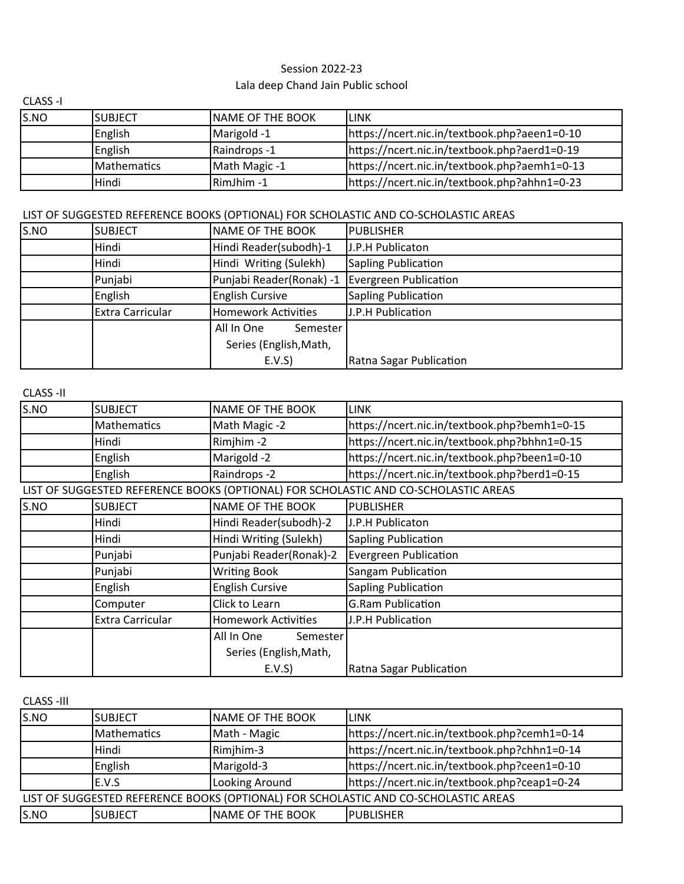Session 2022-23

Lala deep Chand Jain Public school

CLASS -I

| S.NO | SUBJECT | NAME OF THE BOOK | LINK |
|---|---|---|---|
| | English | Marigold -1 | https://ncert.nic.in/textbook.php?aeen1=0-10 |
| | English | Raindrops -1 | https://ncert.nic.in/textbook.php?aerd1=0-19 |
| | Mathematics | Math Magic -1 | https://ncert.nic.in/textbook.php?aemh1=0-13 |
| | Hindi | RimJhim -1 | https://ncert.nic.in/textbook.php?ahhn1=0-23 |

LIST OF SUGGESTED REFERENCE BOOKS (OPTIONAL) FOR SCHOLASTIC AND CO-SCHOLASTIC AREAS

| S.NO | SUBJECT | NAME OF THE BOOK | PUBLISHER |
|---|---|---|---|
| | Hindi | Hindi Reader(subodh)-1 | J.P.H Publicaton |
| | Hindi | Hindi Writing (Sulekh) | Sapling Publication |
| | Punjabi | Punjabi Reader(Ronak) -1 | Evergreen Publication |
| | English | English Cursive | Sapling Publication |
| | Extra Carricular | Homework Activities | J.P.H Publication |
| | | All In One Semester Series (English,Math, E.V.S) | Ratna Sagar Publication |

CLASS -II

| S.NO | SUBJECT | NAME OF THE BOOK | LINK |
|---|---|---|---|
| | Mathematics | Math Magic -2 | https://ncert.nic.in/textbook.php?bemh1=0-15 |
| | Hindi | Rimjhim -2 | https://ncert.nic.in/textbook.php?bhhn1=0-15 |
| | English | Marigold -2 | https://ncert.nic.in/textbook.php?been1=0-10 |
| | English | Raindrops -2 | https://ncert.nic.in/textbook.php?berd1=0-15 |

LIST OF SUGGESTED REFERENCE BOOKS (OPTIONAL) FOR SCHOLASTIC AND CO-SCHOLASTIC AREAS

| S.NO | SUBJECT | NAME OF THE BOOK | PUBLISHER |
|---|---|---|---|
| | Hindi | Hindi Reader(subodh)-2 | J.P.H Publicaton |
| | Hindi | Hindi Writing (Sulekh) | Sapling Publication |
| | Punjabi | Punjabi Reader(Ronak)-2 | Evergreen Publication |
| | Punjabi | Writing Book | Sangam Publication |
| | English | English Cursive | Sapling Publication |
| | Computer | Click to Learn | G.Ram Publication |
| | Extra Carricular | Homework Activities | J.P.H Publication |
| | | All In One Semester Series (English,Math, E.V.S) | Ratna Sagar Publication |

CLASS -III

| S.NO | SUBJECT | NAME OF THE BOOK | LINK |
|---|---|---|---|
| | Mathematics | Math - Magic | https://ncert.nic.in/textbook.php?cemh1=0-14 |
| | Hindi | Rimjhim-3 | https://ncert.nic.in/textbook.php?chhn1=0-14 |
| | English | Marigold-3 | https://ncert.nic.in/textbook.php?ceen1=0-10 |
| | E.V.S | Looking Around | https://ncert.nic.in/textbook.php?ceap1=0-24 |

LIST OF SUGGESTED REFERENCE BOOKS (OPTIONAL) FOR SCHOLASTIC AND CO-SCHOLASTIC AREAS

| S.NO | SUBJECT | NAME OF THE BOOK | PUBLISHER |
|---|---|---|---|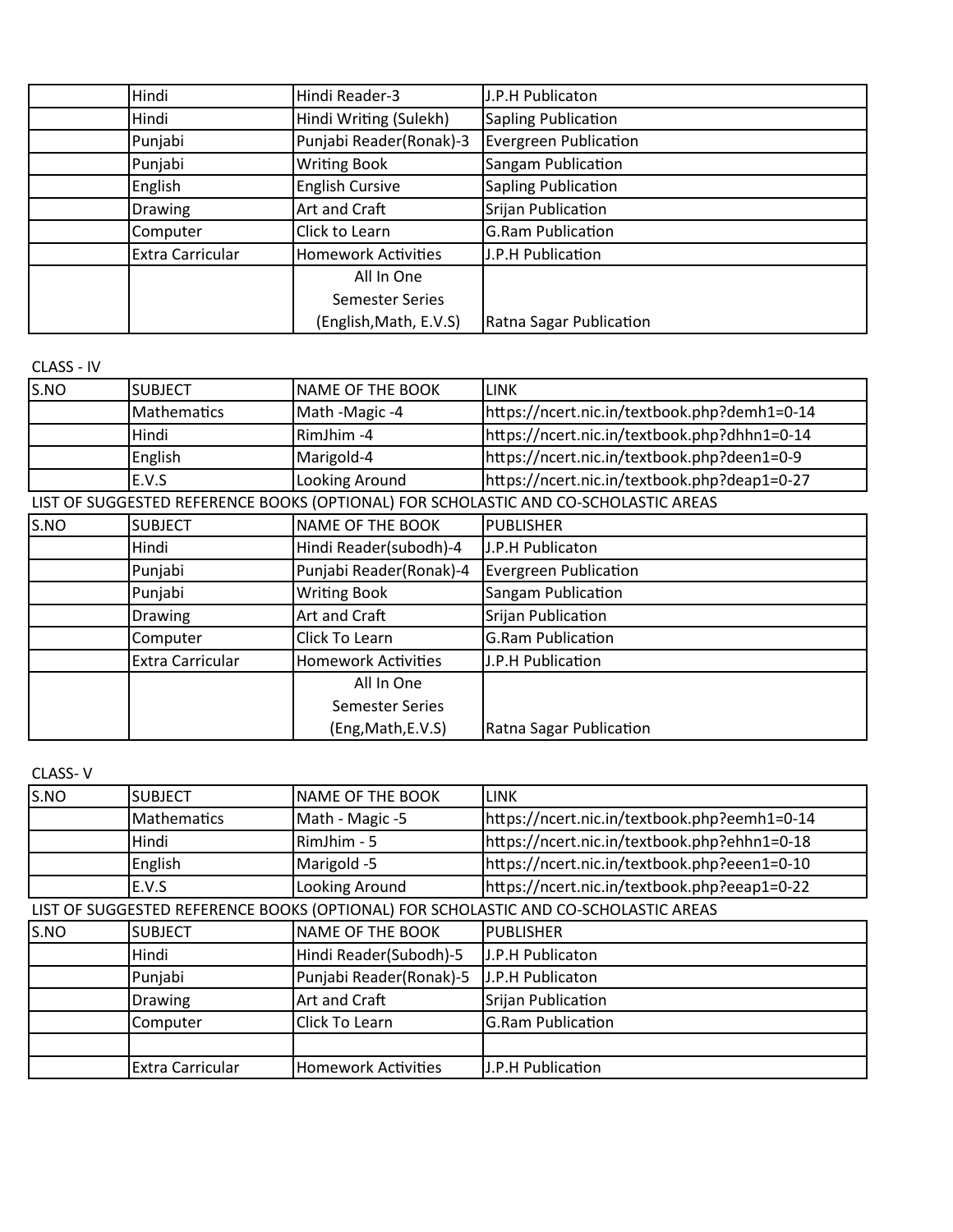| | Hindi | Hindi Reader-3 | J.P.H Publicaton |
|---|---|---|---|
| | Hindi | Hindi Writing (Sulekh) | Sapling Publication |
| | Punjabi | Punjabi Reader(Ronak)-3 | Evergreen Publication |
| | Punjabi | Writing Book | Sangam Publication |
| | English | English Cursive | Sapling Publication |
| | Drawing | Art and Craft | Srijan Publication |
| | Computer | Click to Learn | G.Ram Publication |
| | Extra Carricular | Homework Activities | J.P.H Publication |
| | | All In One Semester Series (English,Math, E.V.S) | Ratna Sagar Publication |

CLASS - IV

| S.NO | SUBJECT | NAME OF THE BOOK | LINK |
|---|---|---|---|
| | Mathematics | Math -Magic -4 | https://ncert.nic.in/textbook.php?demh1=0-14 |
| | Hindi | RimJhim -4 | https://ncert.nic.in/textbook.php?dhhn1=0-14 |
| | English | Marigold-4 | https://ncert.nic.in/textbook.php?deen1=0-9 |
| | E.V.S | Looking Around | https://ncert.nic.in/textbook.php?deap1=0-27 |

LIST OF SUGGESTED REFERENCE BOOKS (OPTIONAL) FOR SCHOLASTIC AND CO-SCHOLASTIC AREAS

| S.NO | SUBJECT | NAME OF THE BOOK | PUBLISHER |
|---|---|---|---|
| | Hindi | Hindi Reader(subodh)-4 | J.P.H Publicaton |
| | Punjabi | Punjabi Reader(Ronak)-4 | Evergreen Publication |
| | Punjabi | Writing Book | Sangam Publication |
| | Drawing | Art and Craft | Srijan Publication |
| | Computer | Click To Learn | G.Ram Publication |
| | Extra Carricular | Homework Activities | J.P.H Publication |
| | | All In One Semester Series (Eng,Math,E.V.S) | Ratna Sagar Publication |

CLASS- V

| S.NO | SUBJECT | NAME OF THE BOOK | LINK |
|---|---|---|---|
| | Mathematics | Math - Magic -5 | https://ncert.nic.in/textbook.php?eemh1=0-14 |
| | Hindi | RimJhim - 5 | https://ncert.nic.in/textbook.php?ehhn1=0-18 |
| | English | Marigold -5 | https://ncert.nic.in/textbook.php?eeen1=0-10 |
| | E.V.S | Looking Around | https://ncert.nic.in/textbook.php?eeap1=0-22 |

LIST OF SUGGESTED REFERENCE BOOKS (OPTIONAL) FOR SCHOLASTIC AND CO-SCHOLASTIC AREAS

| S.NO | SUBJECT | NAME OF THE BOOK | PUBLISHER |
|---|---|---|---|
| | Hindi | Hindi Reader(Subodh)-5 | J.P.H Publicaton |
| | Punjabi | Punjabi Reader(Ronak)-5 | J.P.H Publicaton |
| | Drawing | Art and Craft | Srijan Publication |
| | Computer | Click To Learn | G.Ram Publication |
| | | | |
| | Extra Carricular | Homework Activities | J.P.H Publication |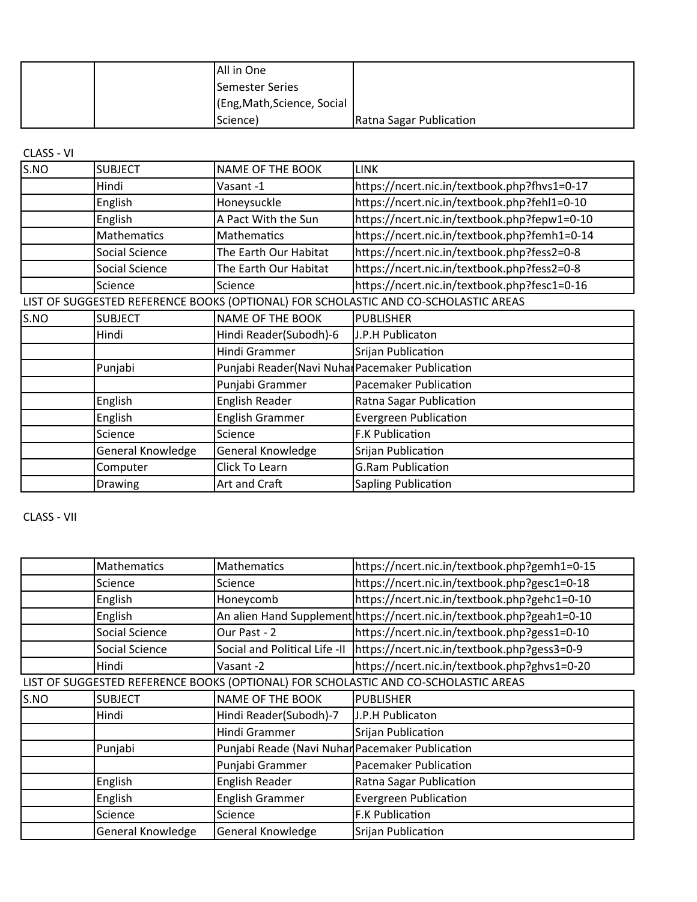| | | All in One Semester Series (Eng,Math,Science, Social Science) | Ratna Sagar Publication |
|---|---|---|---|

CLASS - VI

| S.NO | SUBJECT | NAME OF THE BOOK | LINK |
|---|---|---|---|
| | Hindi | Vasant -1 | https://ncert.nic.in/textbook.php?fhvs1=0-17 |
| | English | Honeysuckle | https://ncert.nic.in/textbook.php?fehl1=0-10 |
| | English | A Pact With the Sun | https://ncert.nic.in/textbook.php?fepw1=0-10 |
| | Mathematics | Mathematics | https://ncert.nic.in/textbook.php?femh1=0-14 |
| | Social Science | The Earth Our Habitat | https://ncert.nic.in/textbook.php?fess2=0-8 |
| | Social Science | The Earth Our Habitat | https://ncert.nic.in/textbook.php?fess2=0-8 |
| | Science | Science | https://ncert.nic.in/textbook.php?fesc1=0-16 |

LIST OF SUGGESTED REFERENCE BOOKS (OPTIONAL) FOR SCHOLASTIC AND CO-SCHOLASTIC AREAS

| S.NO | SUBJECT | NAME OF THE BOOK | PUBLISHER |
|---|---|---|---|
| | Hindi | Hindi Reader(Subodh)-6 | J.P.H Publicaton |
| | | Hindi Grammer | Srijan Publication |
| | Punjabi | Punjabi Reader(Navi Nuhar | Pacemaker Publication |
| | | Punjabi Grammer | Pacemaker Publication |
| | English | English Reader | Ratna Sagar Publication |
| | English | English Grammer | Evergreen Publication |
| | Science | Science | F.K Publication |
| | General Knowledge | General Knowledge | Srijan Publication |
| | Computer | Click To Learn | G.Ram Publication |
| | Drawing | Art and Craft | Sapling Publication |

CLASS - VII

| | | | |
|---|---|---|---|
| | Mathematics | Mathematics | https://ncert.nic.in/textbook.php?gemh1=0-15 |
| | Science | Science | https://ncert.nic.in/textbook.php?gesc1=0-18 |
| | English | Honeycomb | https://ncert.nic.in/textbook.php?gehc1=0-10 |
| | English | An alien Hand Supplement | https://ncert.nic.in/textbook.php?geah1=0-10 |
| | Social Science | Our Past - 2 | https://ncert.nic.in/textbook.php?gess1=0-10 |
| | Social Science | Social and Political Life -II | https://ncert.nic.in/textbook.php?gess3=0-9 |
| | Hindi | Vasant -2 | https://ncert.nic.in/textbook.php?ghvs1=0-20 |

LIST OF SUGGESTED REFERENCE BOOKS (OPTIONAL) FOR SCHOLASTIC AND CO-SCHOLASTIC AREAS

| S.NO | SUBJECT | NAME OF THE BOOK | PUBLISHER |
|---|---|---|---|
| | Hindi | Hindi Reader(Subodh)-7 | J.P.H Publicaton |
| | | Hindi Grammer | Srijan Publication |
| | Punjabi | Punjabi Reade (Navi Nuhar | Pacemaker Publication |
| | | Punjabi Grammer | Pacemaker Publication |
| | English | English Reader | Ratna Sagar Publication |
| | English | English Grammer | Evergreen Publication |
| | Science | Science | F.K Publication |
| | General Knowledge | General Knowledge | Srijan Publication |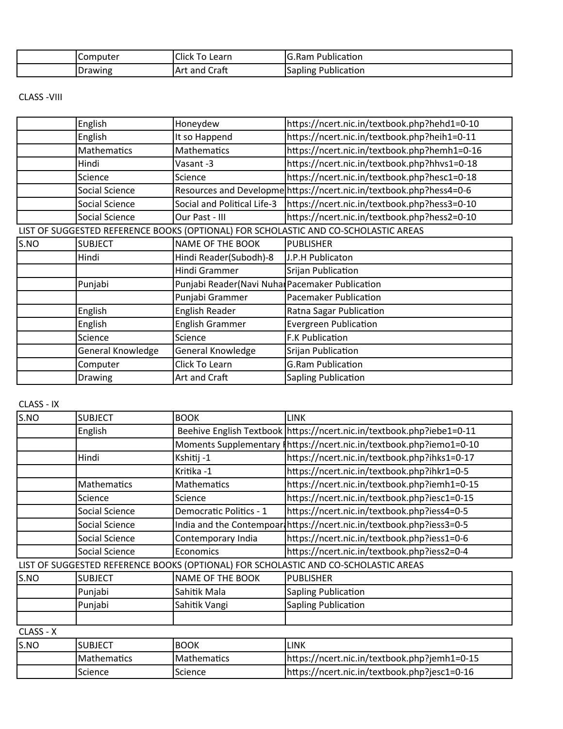| | Computer | Click To Learn | G.Ram Publication |
|---|---|---|---|
| | Drawing | Art and Craft | Sapling Publication |

CLASS -VIII

| | | | |
|---|---|---|---|
| | English | Honeydew | https://ncert.nic.in/textbook.php?hehd1=0-10 |
| | English | It so Happend | https://ncert.nic.in/textbook.php?heih1=0-11 |
| | Mathematics | Mathematics | https://ncert.nic.in/textbook.php?hemh1=0-16 |
| | Hindi | Vasant -3 | https://ncert.nic.in/textbook.php?hhvs1=0-18 |
| | Science | Science | https://ncert.nic.in/textbook.php?hesc1=0-18 |
| | Social Science | Resources and Developme | https://ncert.nic.in/textbook.php?hess4=0-6 |
| | Social Science | Social and Political Life-3 | https://ncert.nic.in/textbook.php?hess3=0-10 |
| | Social Science | Our Past - III | https://ncert.nic.in/textbook.php?hess2=0-10 |

LIST OF SUGGESTED REFERENCE BOOKS (OPTIONAL) FOR SCHOLASTIC AND CO-SCHOLASTIC AREAS

| S.NO | SUBJECT | NAME OF THE BOOK | PUBLISHER |
|---|---|---|---|
| | Hindi | Hindi Reader(Subodh)-8 | J.P.H Publicaton |
| | | Hindi Grammer | Srijan Publication |
| | Punjabi | Punjabi Reader(Navi Nuhar | Pacemaker Publication |
| | | Punjabi Grammer | Pacemaker Publication |
| | English | English Reader | Ratna Sagar Publication |
| | English | English Grammer | Evergreen Publication |
| | Science | Science | F.K Publication |
| | General Knowledge | General Knowledge | Srijan Publication |
| | Computer | Click To Learn | G.Ram Publication |
| | Drawing | Art and Craft | Sapling Publication |

CLASS - IX

| S.NO | SUBJECT | BOOK | LINK |
|---|---|---|---|
| | English | Beehive English Textbook | https://ncert.nic.in/textbook.php?iebe1=0-11 |
| | | Moments Supplementary R | https://ncert.nic.in/textbook.php?iemo1=0-10 |
| | Hindi | Kshitij -1 | https://ncert.nic.in/textbook.php?ihks1=0-17 |
| | | Kritika -1 | https://ncert.nic.in/textbook.php?ihkr1=0-5 |
| | Mathematics | Mathematics | https://ncert.nic.in/textbook.php?iemh1=0-15 |
| | Science | Science | https://ncert.nic.in/textbook.php?iesc1=0-15 |
| | Social Science | Democratic Politics - 1 | https://ncert.nic.in/textbook.php?iess4=0-5 |
| | Social Science | India and the Contempoara | https://ncert.nic.in/textbook.php?iess3=0-5 |
| | Social Science | Contemporary India | https://ncert.nic.in/textbook.php?iess1=0-6 |
| | Social Science | Economics | https://ncert.nic.in/textbook.php?iess2=0-4 |

LIST OF SUGGESTED REFERENCE BOOKS (OPTIONAL) FOR SCHOLASTIC AND CO-SCHOLASTIC AREAS

| S.NO | SUBJECT | NAME OF THE BOOK | PUBLISHER |
|---|---|---|---|
| | Punjabi | Sahitik Mala | Sapling Publication |
| | Punjabi | Sahitik Vangi | Sapling Publication |
| | | | |

CLASS - X

| S.NO | SUBJECT | BOOK | LINK |
|---|---|---|---|
| | Mathematics | Mathematics | https://ncert.nic.in/textbook.php?jemh1=0-15 |
| | Science | Science | https://ncert.nic.in/textbook.php?jesc1=0-16 |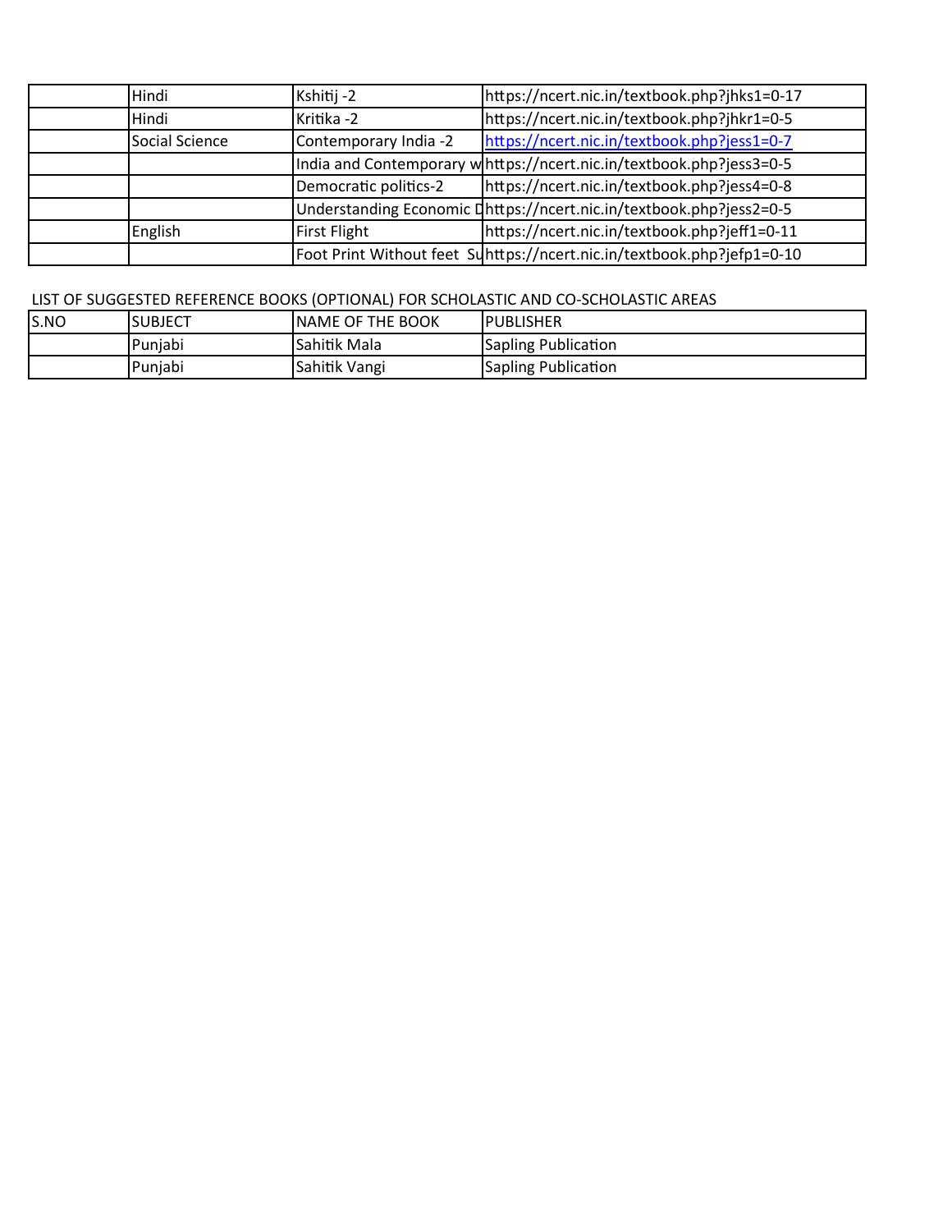| | | | |
|---|---|---|---|
| | Hindi | Kshitij -2 | https://ncert.nic.in/textbook.php?jhks1=0-17 |
| | Hindi | Kritika -2 | https://ncert.nic.in/textbook.php?jhkr1=0-5 |
| | Social Science | Contemporary India -2 | https://ncert.nic.in/textbook.php?jess1=0-7 |
| | | India and Contemporary w | https://ncert.nic.in/textbook.php?jess3=0-5 |
| | | Democratic politics-2 | https://ncert.nic.in/textbook.php?jess4=0-8 |
| | | Understanding Economic D | https://ncert.nic.in/textbook.php?jess2=0-5 |
| | English | First Flight | https://ncert.nic.in/textbook.php?jeff1=0-11 |
| | | Foot Print Without feet Su | https://ncert.nic.in/textbook.php?jefp1=0-10 |

LIST OF SUGGESTED REFERENCE BOOKS (OPTIONAL) FOR SCHOLASTIC AND CO-SCHOLASTIC AREAS

| S.NO | SUBJECT | NAME OF THE BOOK | PUBLISHER |
|---|---|---|---|
| | Punjabi | Sahitik Mala | Sapling Publication |
| | Punjabi | Sahitik Vangi | Sapling Publication |